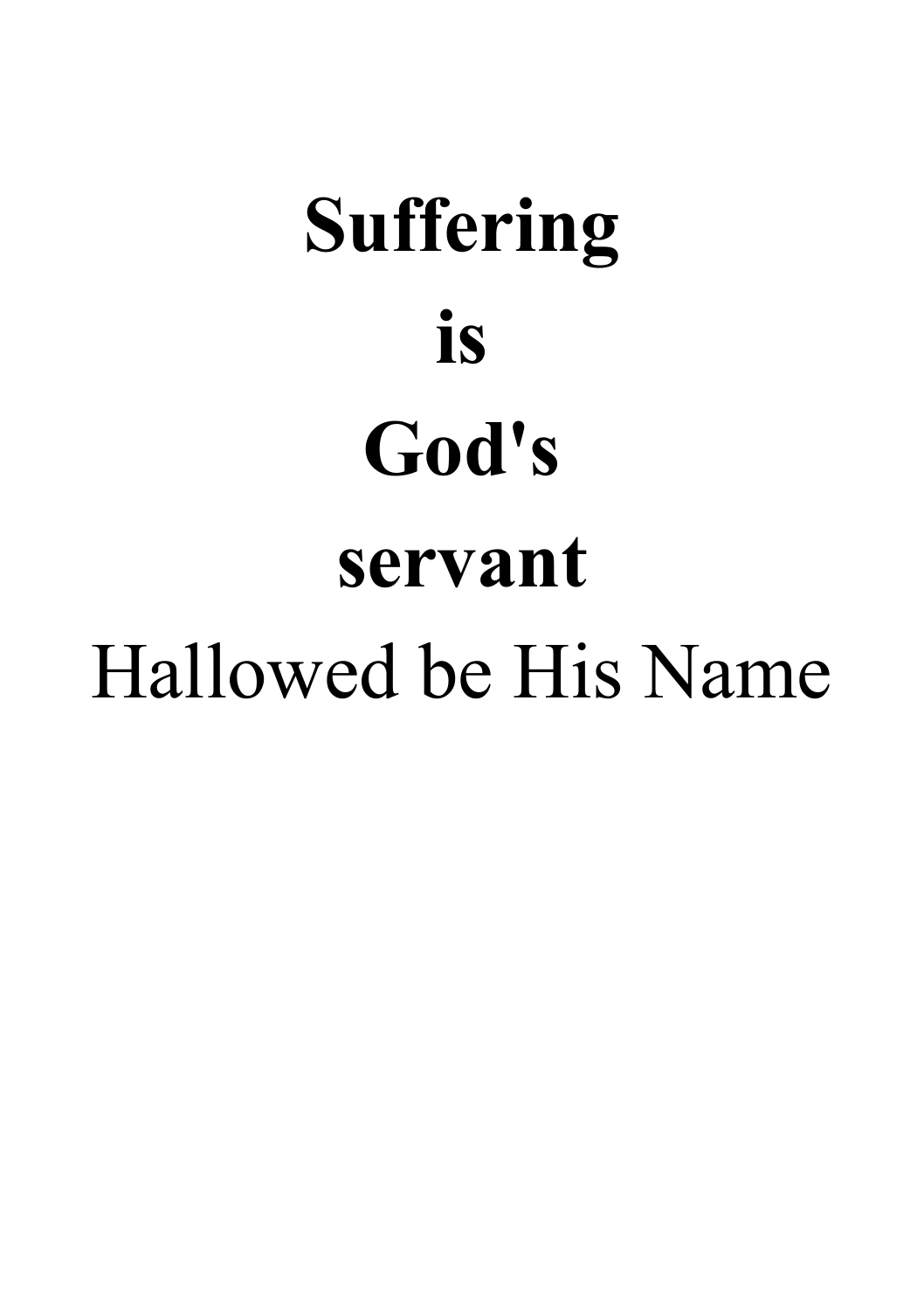# Suffering
# is
# God's
# servant

Hallowed be His Name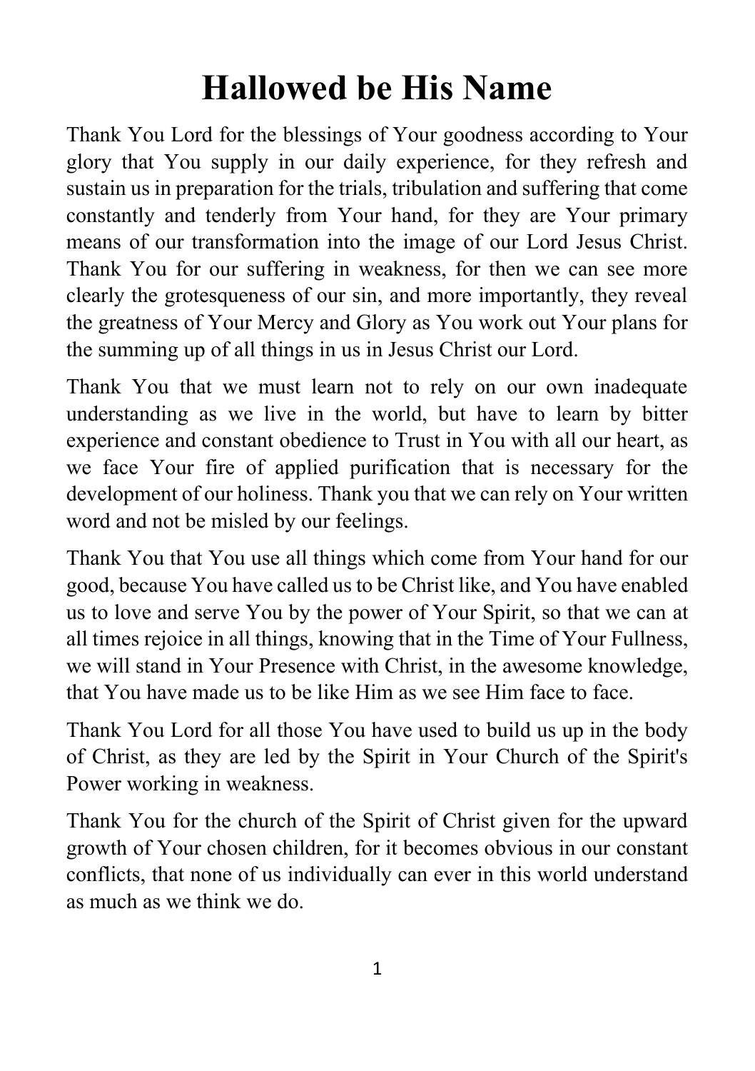# Hallowed be His Name

Thank You Lord for the blessings of Your goodness according to Your glory that You supply in our daily experience, for they refresh and sustain us in preparation for the trials, tribulation and suffering that come constantly and tenderly from Your hand, for they are Your primary means of our transformation into the image of our Lord Jesus Christ. Thank You for our suffering in weakness, for then we can see more clearly the grotesqueness of our sin, and more importantly, they reveal the greatness of Your Mercy and Glory as You work out Your plans for the summing up of all things in us in Jesus Christ our Lord.

Thank You that we must learn not to rely on our own inadequate understanding as we live in the world, but have to learn by bitter experience and constant obedience to Trust in You with all our heart, as we face Your fire of applied purification that is necessary for the development of our holiness. Thank you that we can rely on Your written word and not be misled by our feelings.

Thank You that You use all things which come from Your hand for our good, because You have called us to be Christ like, and You have enabled us to love and serve You by the power of Your Spirit, so that we can at all times rejoice in all things, knowing that in the Time of Your Fullness, we will stand in Your Presence with Christ, in the awesome knowledge, that You have made us to be like Him as we see Him face to face.

Thank You Lord for all those You have used to build us up in the body of Christ, as they are led by the Spirit in Your Church of the Spirit's Power working in weakness.

Thank You for the church of the Spirit of Christ given for the upward growth of Your chosen children, for it becomes obvious in our constant conflicts, that none of us individually can ever in this world understand as much as we think we do.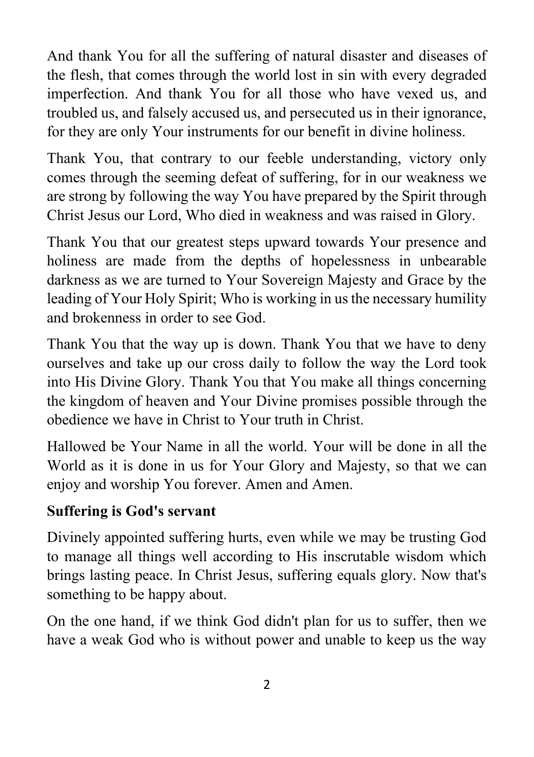And thank You for all the suffering of natural disaster and diseases of the flesh, that comes through the world lost in sin with every degraded imperfection. And thank You for all those who have vexed us, and troubled us, and falsely accused us, and persecuted us in their ignorance, for they are only Your instruments for our benefit in divine holiness.

Thank You, that contrary to our feeble understanding, victory only comes through the seeming defeat of suffering, for in our weakness we are strong by following the way You have prepared by the Spirit through Christ Jesus our Lord, Who died in weakness and was raised in Glory.

Thank You that our greatest steps upward towards Your presence and holiness are made from the depths of hopelessness in unbearable darkness as we are turned to Your Sovereign Majesty and Grace by the leading of Your Holy Spirit; Who is working in us the necessary humility and brokenness in order to see God.

Thank You that the way up is down. Thank You that we have to deny ourselves and take up our cross daily to follow the way the Lord took into His Divine Glory. Thank You that You make all things concerning the kingdom of heaven and Your Divine promises possible through the obedience we have in Christ to Your truth in Christ.

Hallowed be Your Name in all the world. Your will be done in all the World as it is done in us for Your Glory and Majesty, so that we can enjoy and worship You forever. Amen and Amen.

**Suffering is God's servant**

Divinely appointed suffering hurts, even while we may be trusting God to manage all things well according to His inscrutable wisdom which brings lasting peace. In Christ Jesus, suffering equals glory. Now that's something to be happy about.

On the one hand, if we think God didn't plan for us to suffer, then we have a weak God who is without power and unable to keep us the way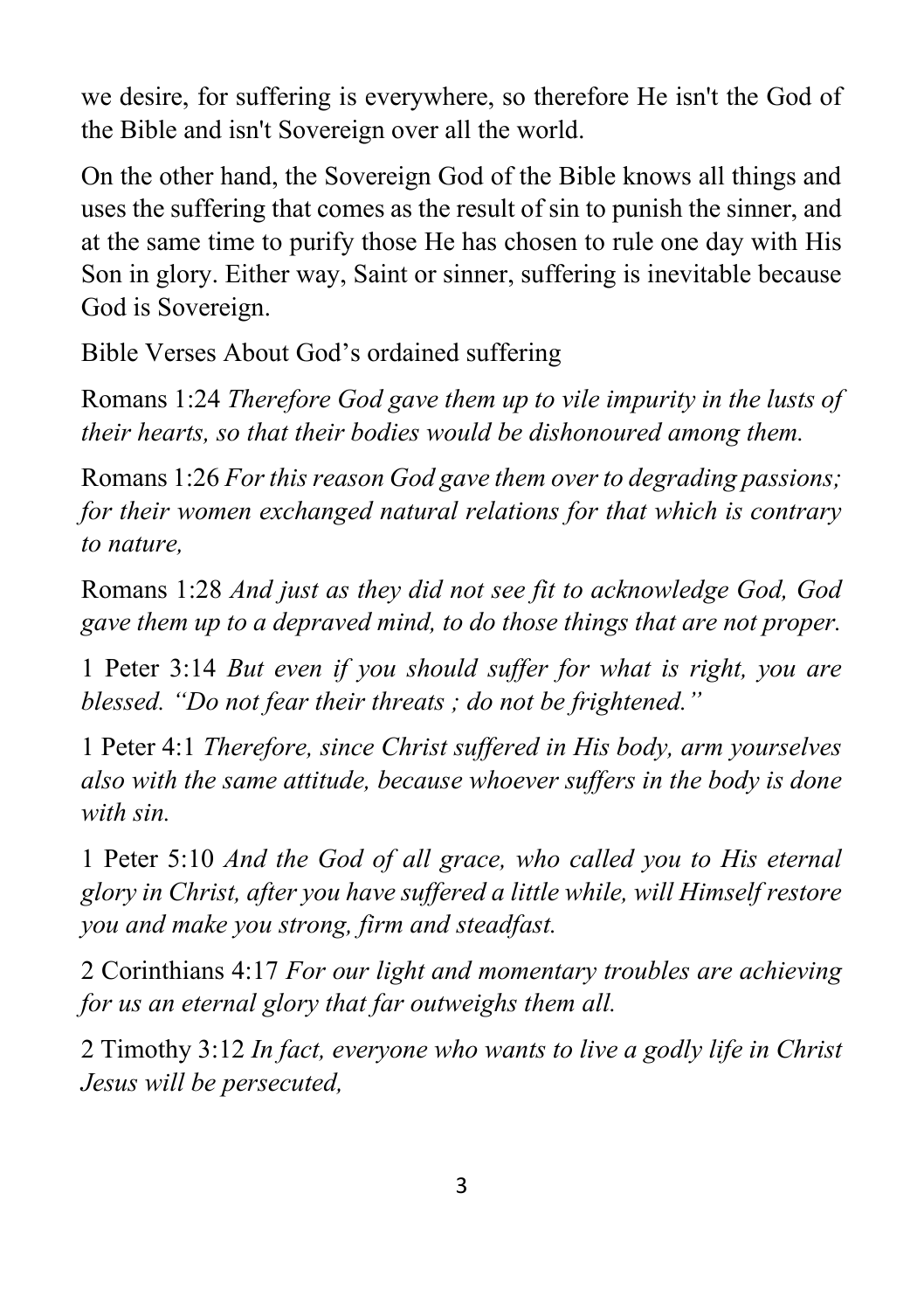we desire, for suffering is everywhere, so therefore He isn't the God of the Bible and isn't Sovereign over all the world.

On the other hand, the Sovereign God of the Bible knows all things and uses the suffering that comes as the result of sin to punish the sinner, and at the same time to purify those He has chosen to rule one day with His Son in glory. Either way, Saint or sinner, suffering is inevitable because God is Sovereign.

Bible Verses About God's ordained suffering

Romans 1:24 *Therefore God gave them up to vile impurity in the lusts of their hearts, so that their bodies would be dishonoured among them.*

Romans 1:26 *For this reason God gave them over to degrading passions; for their women exchanged natural relations for that which is contrary to nature,*

Romans 1:28 *And just as they did not see fit to acknowledge God, God gave them up to a depraved mind, to do those things that are not proper.*

1 Peter 3:14 *But even if you should suffer for what is right, you are blessed. "Do not fear their threats ; do not be frightened."*

1 Peter 4:1 *Therefore, since Christ suffered in His body, arm yourselves also with the same attitude, because whoever suffers in the body is done with sin.*

1 Peter 5:10 *And the God of all grace, who called you to His eternal glory in Christ, after you have suffered a little while, will Himself restore you and make you strong, firm and steadfast.*

2 Corinthians 4:17 *For our light and momentary troubles are achieving for us an eternal glory that far outweighs them all.*

2 Timothy 3:12 *In fact, everyone who wants to live a godly life in Christ Jesus will be persecuted,*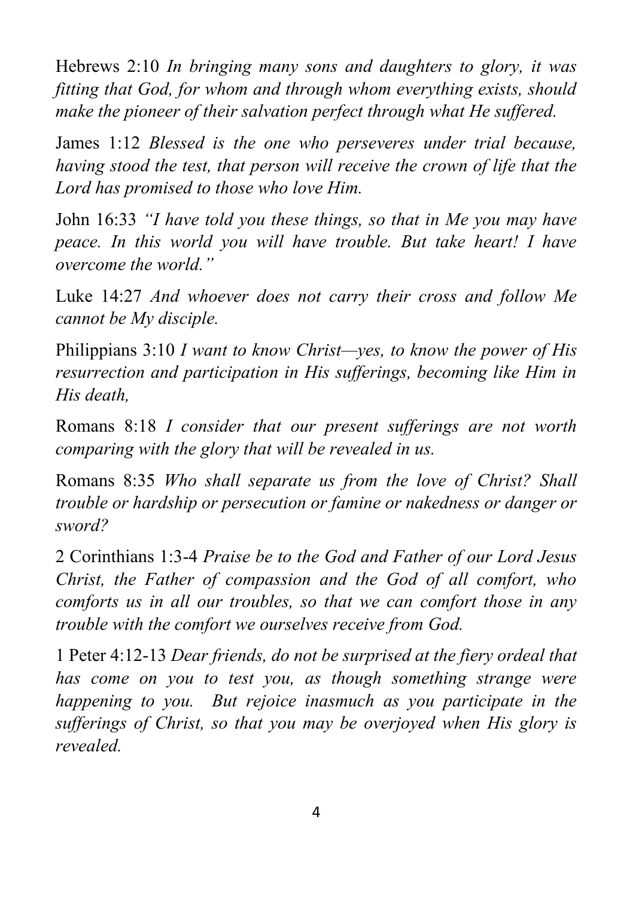Hebrews 2:10 *In bringing many sons and daughters to glory, it was fitting that God, for whom and through whom everything exists, should make the pioneer of their salvation perfect through what He suffered.*

James 1:12 *Blessed is the one who perseveres under trial because, having stood the test, that person will receive the crown of life that the Lord has promised to those who love Him.*

John 16:33 *"I have told you these things, so that in Me you may have peace. In this world you will have trouble. But take heart! I have overcome the world."*

Luke 14:27 *And whoever does not carry their cross and follow Me cannot be My disciple.*

Philippians 3:10 *I want to know Christ—yes, to know the power of His resurrection and participation in His sufferings, becoming like Him in His death,*

Romans 8:18 *I consider that our present sufferings are not worth comparing with the glory that will be revealed in us.*

Romans 8:35 *Who shall separate us from the love of Christ? Shall trouble or hardship or persecution or famine or nakedness or danger or sword?*

2 Corinthians 1:3-4 *Praise be to the God and Father of our Lord Jesus Christ, the Father of compassion and the God of all comfort, who comforts us in all our troubles, so that we can comfort those in any trouble with the comfort we ourselves receive from God.*

1 Peter 4:12-13 *Dear friends, do not be surprised at the fiery ordeal that has come on you to test you, as though something strange were happening to you. But rejoice inasmuch as you participate in the sufferings of Christ, so that you may be overjoyed when His glory is revealed.*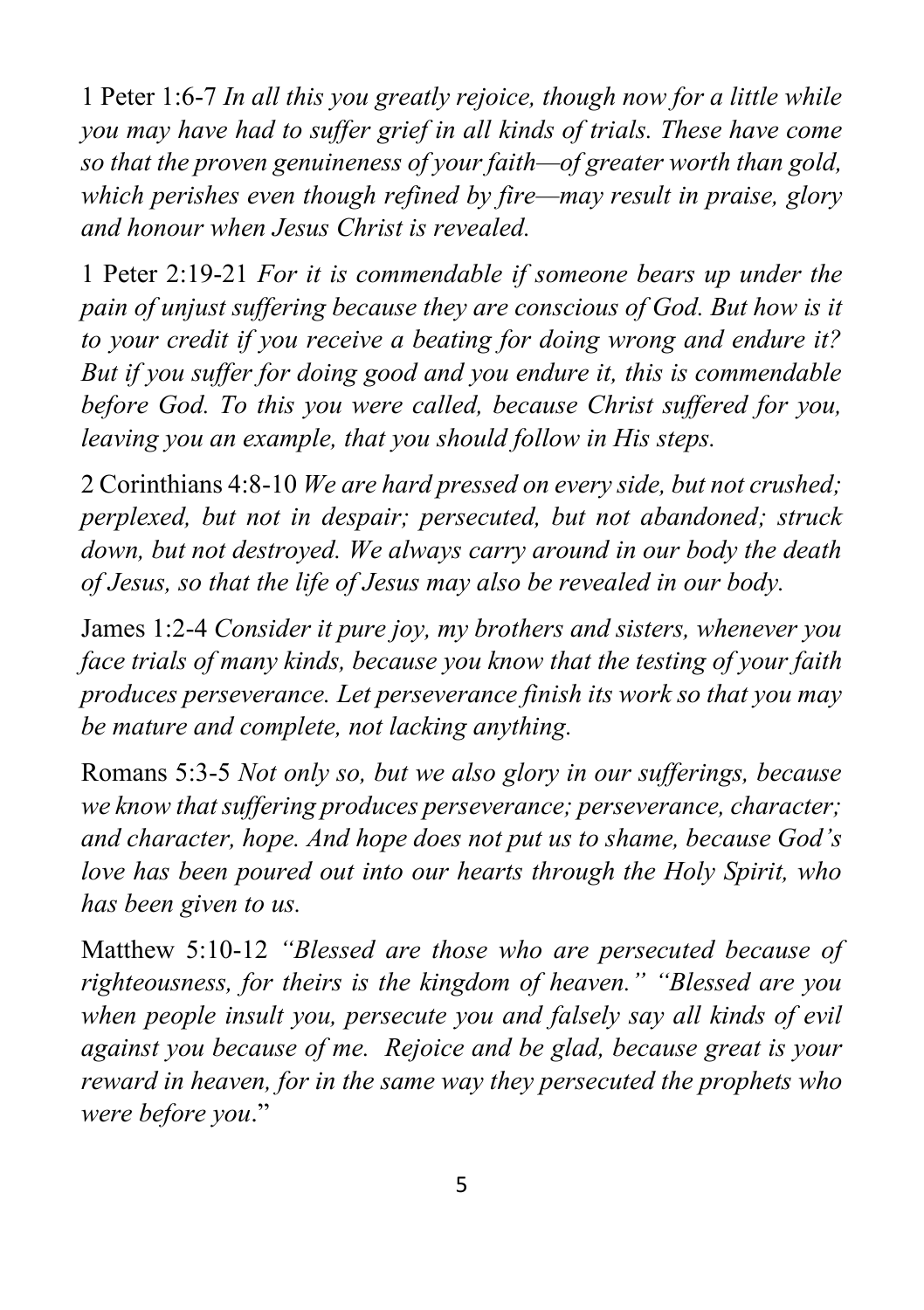1 Peter 1:6-7 *In all this you greatly rejoice, though now for a little while you may have had to suffer grief in all kinds of trials. These have come so that the proven genuineness of your faith—of greater worth than gold, which perishes even though refined by fire—may result in praise, glory and honour when Jesus Christ is revealed.*

1 Peter 2:19-21 *For it is commendable if someone bears up under the pain of unjust suffering because they are conscious of God. But how is it to your credit if you receive a beating for doing wrong and endure it? But if you suffer for doing good and you endure it, this is commendable before God. To this you were called, because Christ suffered for you, leaving you an example, that you should follow in His steps.*

2 Corinthians 4:8-10 *We are hard pressed on every side, but not crushed; perplexed, but not in despair; persecuted, but not abandoned; struck down, but not destroyed. We always carry around in our body the death of Jesus, so that the life of Jesus may also be revealed in our body.*

James 1:2-4 *Consider it pure joy, my brothers and sisters, whenever you face trials of many kinds, because you know that the testing of your faith produces perseverance. Let perseverance finish its work so that you may be mature and complete, not lacking anything.*

Romans 5:3-5 *Not only so, but we also glory in our sufferings, because we know that suffering produces perseverance; perseverance, character; and character, hope. And hope does not put us to shame, because God's love has been poured out into our hearts through the Holy Spirit, who has been given to us.*

Matthew 5:10-12 *"Blessed are those who are persecuted because of righteousness, for theirs is the kingdom of heaven." "Blessed are you when people insult you, persecute you and falsely say all kinds of evil against you because of me. Rejoice and be glad, because great is your reward in heaven, for in the same way they persecuted the prophets who were before you*."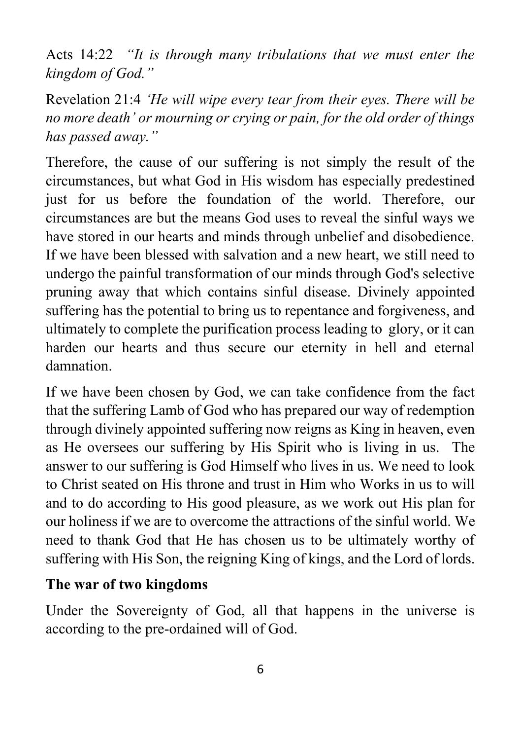Acts 14:22 *"It is through many tribulations that we must enter the kingdom of God."*

Revelation 21:4 *'He will wipe every tear from their eyes. There will be no more death' or mourning or crying or pain, for the old order of things has passed away."*

Therefore, the cause of our suffering is not simply the result of the circumstances, but what God in His wisdom has especially predestined just for us before the foundation of the world. Therefore, our circumstances are but the means God uses to reveal the sinful ways we have stored in our hearts and minds through unbelief and disobedience. If we have been blessed with salvation and a new heart, we still need to undergo the painful transformation of our minds through God's selective pruning away that which contains sinful disease. Divinely appointed suffering has the potential to bring us to repentance and forgiveness, and ultimately to complete the purification process leading to glory, or it can harden our hearts and thus secure our eternity in hell and eternal damnation.

If we have been chosen by God, we can take confidence from the fact that the suffering Lamb of God who has prepared our way of redemption through divinely appointed suffering now reigns as King in heaven, even as He oversees our suffering by His Spirit who is living in us. The answer to our suffering is God Himself who lives in us. We need to look to Christ seated on His throne and trust in Him who Works in us to will and to do according to His good pleasure, as we work out His plan for our holiness if we are to overcome the attractions of the sinful world. We need to thank God that He has chosen us to be ultimately worthy of suffering with His Son, the reigning King of kings, and the Lord of lords.

**The war of two kingdoms**

Under the Sovereignty of God, all that happens in the universe is according to the pre-ordained will of God.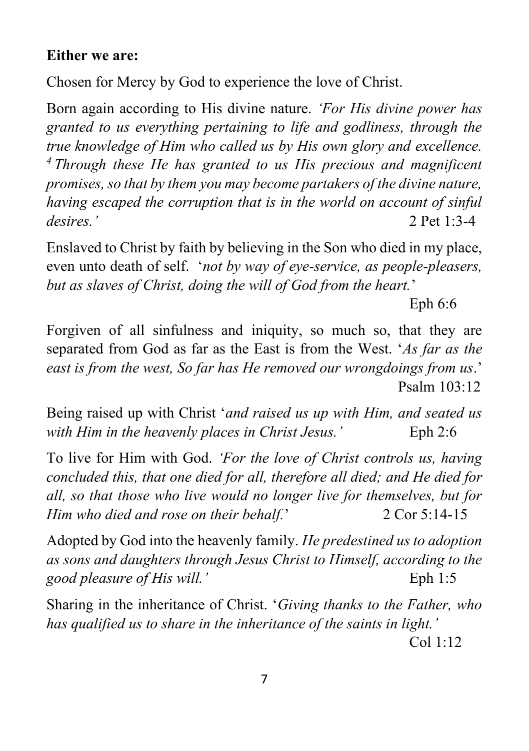**Either we are:**

Chosen for Mercy by God to experience the love of Christ.

Born again according to His divine nature. *'For His divine power has granted to us everything pertaining to life and godliness, through the true knowledge of Him who called us by His own glory and excellence. [4] Through these He has granted to us His precious and magnificent promises, so that by them you may become partakers of the divine nature, having escaped the corruption that is in the world on account of sinful desires.'* 2 Pet 1:3-4

Enslaved to Christ by faith by believing in the Son who died in my place, even unto death of self. '*not by way of eye-service, as people-pleasers, but as slaves of Christ, doing the will of God from the heart.*' Eph 6:6

Forgiven of all sinfulness and iniquity, so much so, that they are separated from God as far as the East is from the West. '*As far as the east is from the west, So far has He removed our wrongdoings from us*.' Psalm 103:12

Being raised up with Christ '*and raised us up with Him, and seated us with Him in the heavenly places in Christ Jesus.'* Eph 2:6

To live for Him with God. *'For the love of Christ controls us, having concluded this, that one died for all, therefore all died; and He died for all, so that those who live would no longer live for themselves, but for Him who died and rose on their behalf.*' 2 Cor 5:14-15

Adopted by God into the heavenly family. *He predestined us to adoption as sons and daughters through Jesus Christ to Himself, according to the good pleasure of His will.'* Eph 1:5

Sharing in the inheritance of Christ. '*Giving thanks to the Father, who has qualified us to share in the inheritance of the saints in light.'* Col 1:12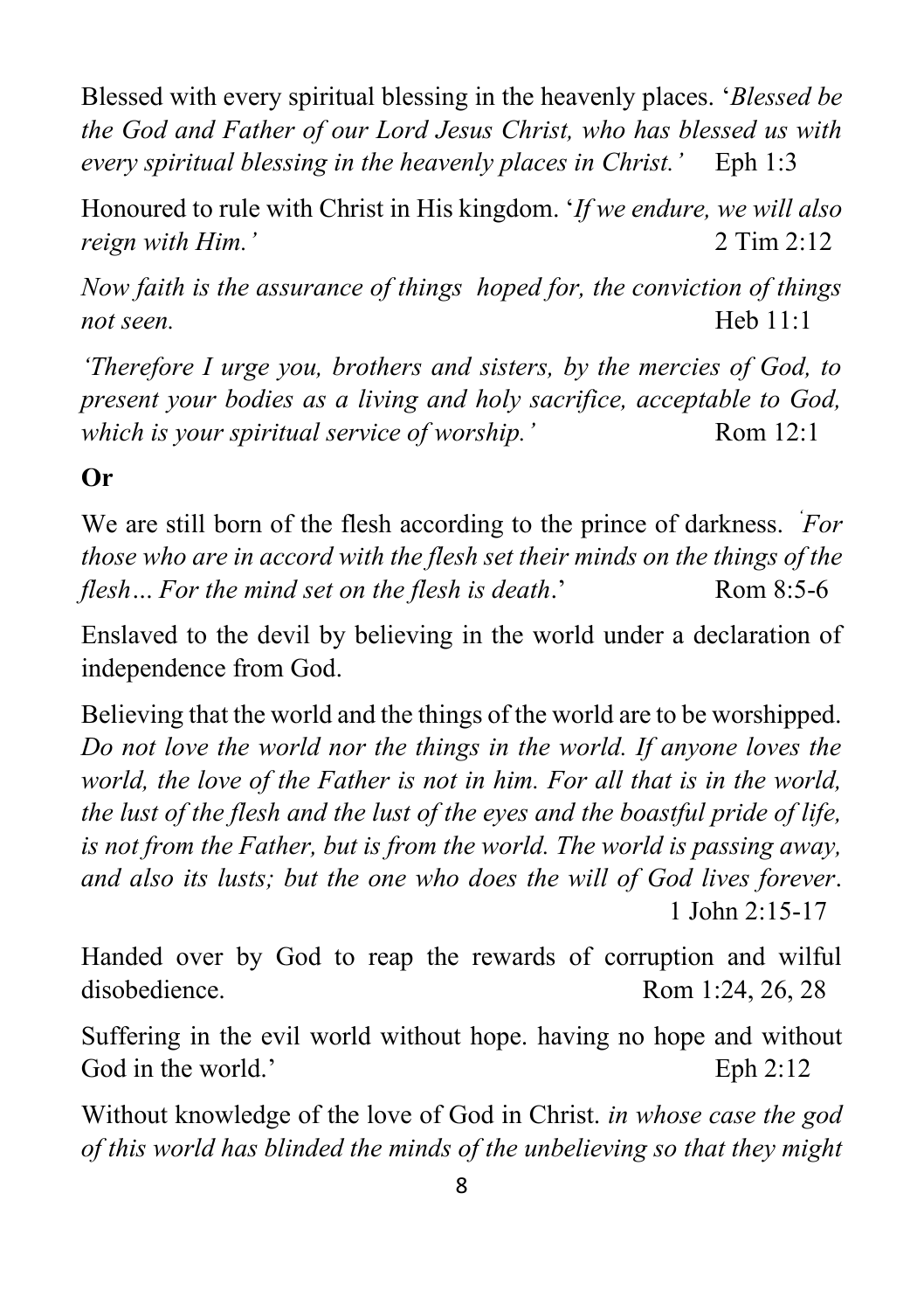Blessed with every spiritual blessing in the heavenly places. '*Blessed be the God and Father of our Lord Jesus Christ, who has blessed us with every spiritual blessing in the heavenly places in Christ.'* Eph 1:3

Honoured to rule with Christ in His kingdom. '*If we endure, we will also reign with Him.'* 2 Tim 2:12

*Now faith is the assurance of things hoped for, the conviction of things not seen.* Heb 11:1

*'Therefore I urge you, brothers and sisters, by the mercies of God, to present your bodies as a living and holy sacrifice, acceptable to God, which is your spiritual service of worship.'* Rom 12:1

**Or**

We are still born of the flesh according to the prince of darkness. '*For those who are in accord with the flesh set their minds on the things of the flesh… For the mind set on the flesh is death*.' Rom 8:5-6

Enslaved to the devil by believing in the world under a declaration of independence from God.

Believing that the world and the things of the world are to be worshipped. *Do not love the world nor the things in the world. If anyone loves the world, the love of the Father is not in him. For all that is in the world, the lust of the flesh and the lust of the eyes and the boastful pride of life, is not from the Father, but is from the world. The world is passing away, and also its lusts; but the one who does the will of God lives forever*. 1 John 2:15-17

Handed over by God to reap the rewards of corruption and wilful disobedience. Rom 1:24, 26, 28

Suffering in the evil world without hope. having no hope and without God in the world.' Eph 2:12

Without knowledge of the love of God in Christ. *in whose case the god of this world has blinded the minds of the unbelieving so that they might*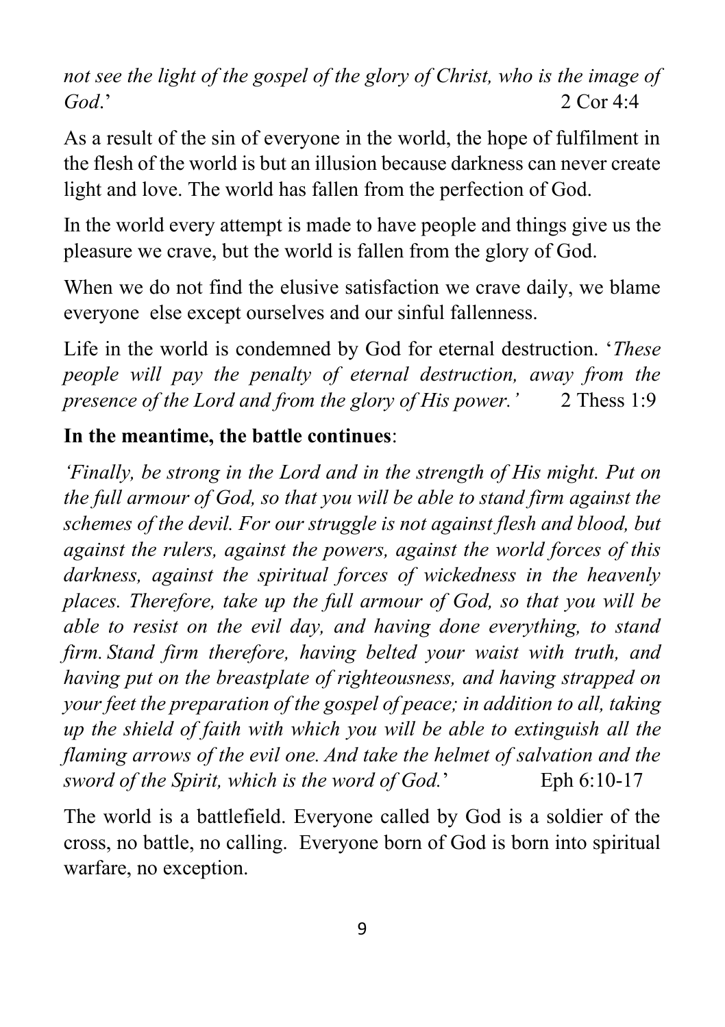*not see the light of the gospel of the glory of Christ, who is the image of God*.' 2 Cor 4:4

As a result of the sin of everyone in the world, the hope of fulfilment in the flesh of the world is but an illusion because darkness can never create light and love. The world has fallen from the perfection of God.

In the world every attempt is made to have people and things give us the pleasure we crave, but the world is fallen from the glory of God.

When we do not find the elusive satisfaction we crave daily, we blame everyone else except ourselves and our sinful fallenness.

Life in the world is condemned by God for eternal destruction. '*These people will pay the penalty of eternal destruction, away from the presence of the Lord and from the glory of His power.'* 2 Thess 1:9

**In the meantime, the battle continues**:

*'Finally, be strong in the Lord and in the strength of His might. Put on the full armour of God, so that you will be able to stand firm against the schemes of the devil. For our struggle is not against flesh and blood, but against the rulers, against the powers, against the world forces of this darkness, against the spiritual forces of wickedness in the heavenly places. Therefore, take up the full armour of God, so that you will be able to resist on the evil day, and having done everything, to stand firm. Stand firm therefore, having belted your waist with truth, and having put on the breastplate of righteousness, and having strapped on your feet the preparation of the gospel of peace; in addition to all, taking up the shield of faith with which you will be able to extinguish all the flaming arrows of the evil one. And take the helmet of salvation and the sword of the Spirit, which is the word of God.*' Eph 6:10-17

The world is a battlefield. Everyone called by God is a soldier of the cross, no battle, no calling. Everyone born of God is born into spiritual warfare, no exception.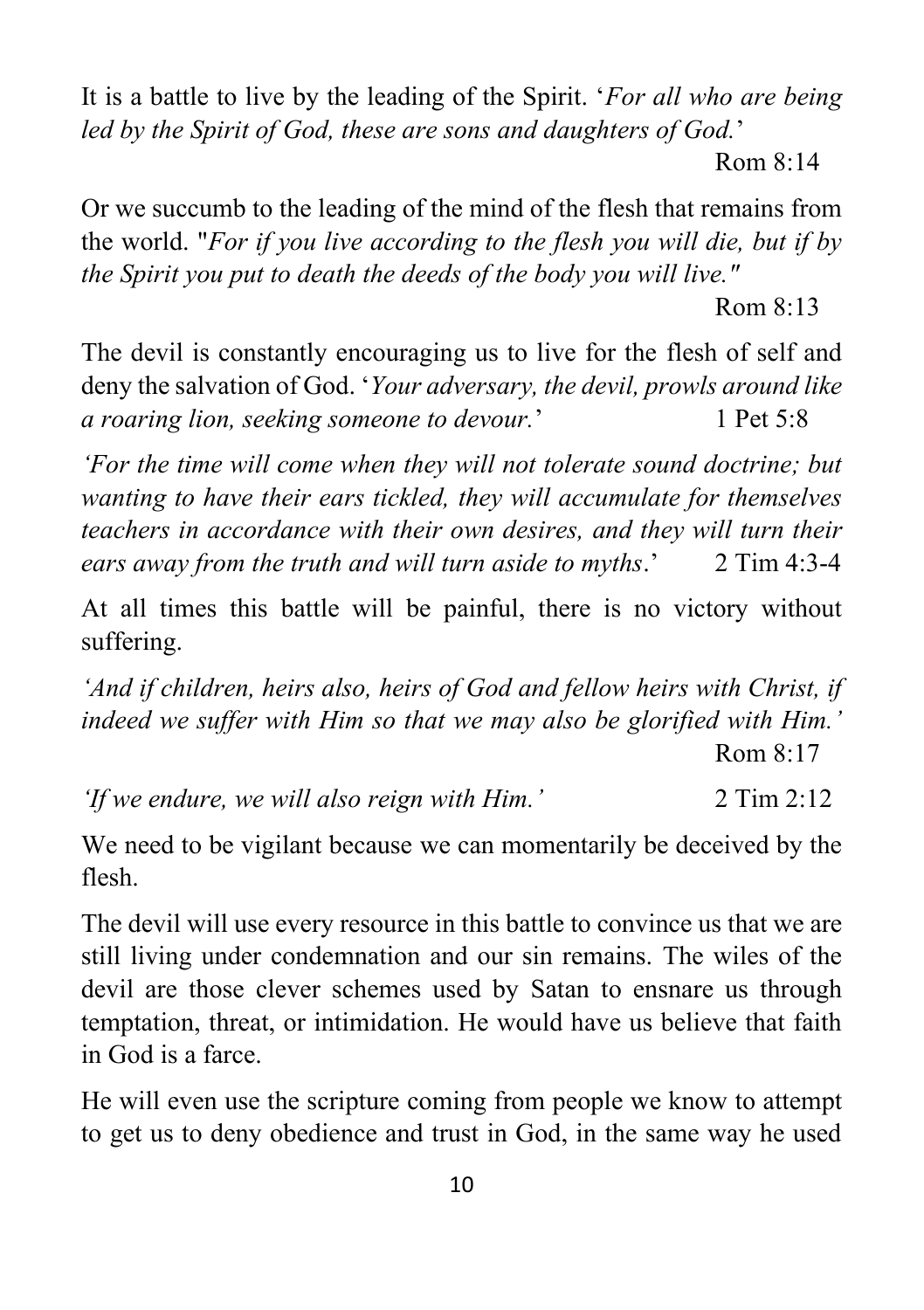It is a battle to live by the leading of the Spirit. '*For all who are being led by the Spirit of God, these are sons and daughters of God.*'

Rom 8:14

Or we succumb to the leading of the mind of the flesh that remains from the world. "*For if you live according to the flesh you will die, but if by the Spirit you put to death the deeds of the body you will live."*

Rom 8:13

The devil is constantly encouraging us to live for the flesh of self and deny the salvation of God. '*Your adversary, the devil, prowls around like a roaring lion, seeking someone to devour.*' 1 Pet 5:8

*'For the time will come when they will not tolerate sound doctrine; but wanting to have their ears tickled, they will accumulate for themselves teachers in accordance with their own desires, and they will turn their ears away from the truth and will turn aside to myths*.' 2 Tim 4:3-4

At all times this battle will be painful, there is no victory without suffering.

*'And if children, heirs also, heirs of God and fellow heirs with Christ, if indeed we suffer with Him so that we may also be glorified with Him.'*

Rom 8:17

*'If we endure, we will also reign with Him.'* 2 Tim 2:12

We need to be vigilant because we can momentarily be deceived by the flesh.

The devil will use every resource in this battle to convince us that we are still living under condemnation and our sin remains. The wiles of the devil are those clever schemes used by Satan to ensnare us through temptation, threat, or intimidation. He would have us believe that faith in God is a farce.

He will even use the scripture coming from people we know to attempt to get us to deny obedience and trust in God, in the same way he used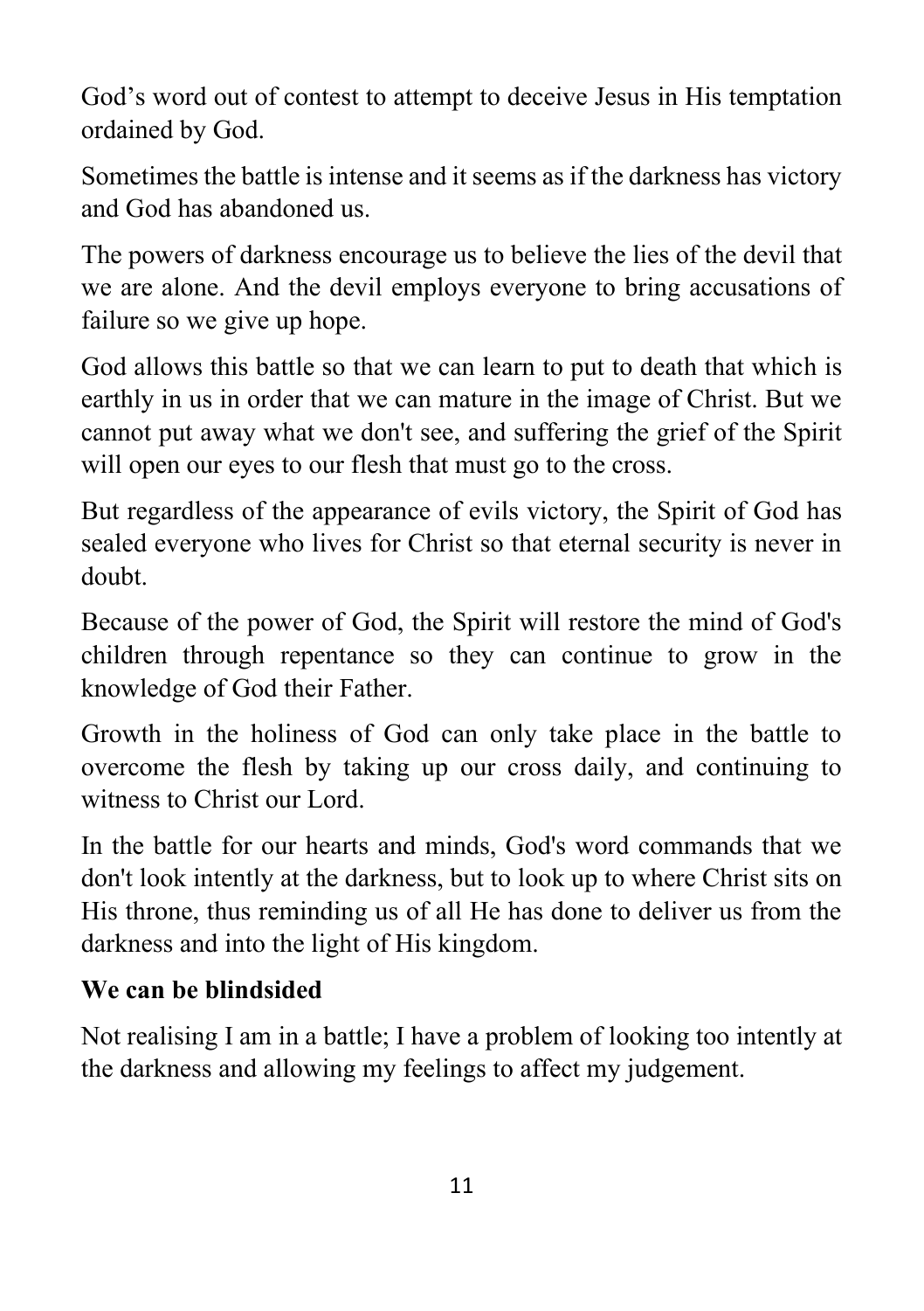God's word out of contest to attempt to deceive Jesus in His temptation ordained by God.

Sometimes the battle is intense and it seems as if the darkness has victory and God has abandoned us.

The powers of darkness encourage us to believe the lies of the devil that we are alone. And the devil employs everyone to bring accusations of failure so we give up hope.

God allows this battle so that we can learn to put to death that which is earthly in us in order that we can mature in the image of Christ. But we cannot put away what we don't see, and suffering the grief of the Spirit will open our eyes to our flesh that must go to the cross.

But regardless of the appearance of evils victory, the Spirit of God has sealed everyone who lives for Christ so that eternal security is never in doubt.

Because of the power of God, the Spirit will restore the mind of God's children through repentance so they can continue to grow in the knowledge of God their Father.

Growth in the holiness of God can only take place in the battle to overcome the flesh by taking up our cross daily, and continuing to witness to Christ our Lord.

In the battle for our hearts and minds, God's word commands that we don't look intently at the darkness, but to look up to where Christ sits on His throne, thus reminding us of all He has done to deliver us from the darkness and into the light of His kingdom.

**We can be blindsided**

Not realising I am in a battle; I have a problem of looking too intently at the darkness and allowing my feelings to affect my judgement.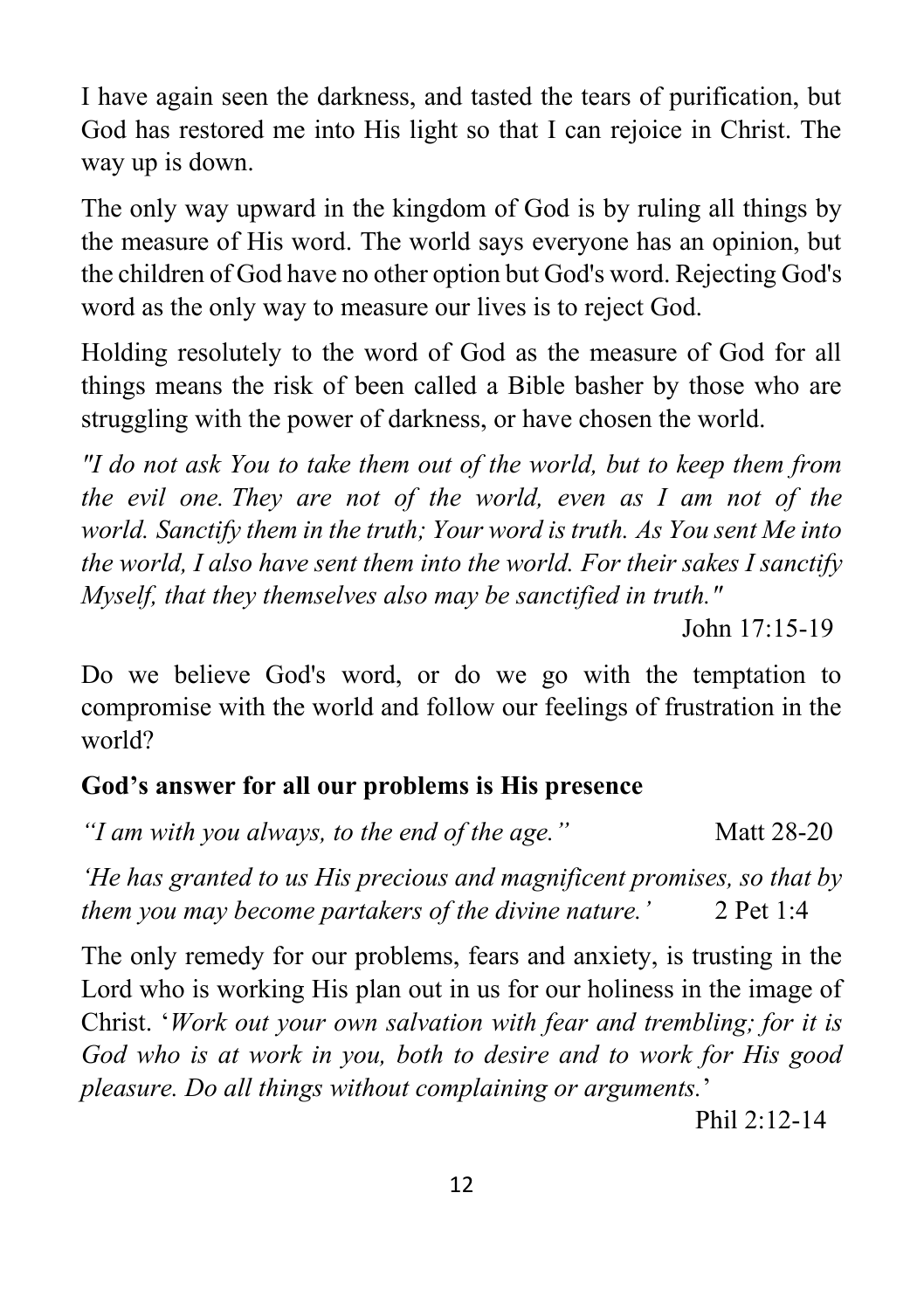I have again seen the darkness, and tasted the tears of purification, but God has restored me into His light so that I can rejoice in Christ. The way up is down.

The only way upward in the kingdom of God is by ruling all things by the measure of His word. The world says everyone has an opinion, but the children of God have no other option but God's word. Rejecting God's word as the only way to measure our lives is to reject God.

Holding resolutely to the word of God as the measure of God for all things means the risk of been called a Bible basher by those who are struggling with the power of darkness, or have chosen the world.

*"I do not ask You to take them out of the world, but to keep them from the evil one. They are not of the world, even as I am not of the world. Sanctify them in the truth; Your word is truth. As You sent Me into the world, I also have sent them into the world. For their sakes I sanctify Myself, that they themselves also may be sanctified in truth."*

John 17:15-19

Do we believe God's word, or do we go with the temptation to compromise with the world and follow our feelings of frustration in the world?

**God's answer for all our problems is His presence**

*"I am with you always, to the end of the age."* Matt 28-20

*'He has granted to us His precious and magnificent promises, so that by them you may become partakers of the divine nature.'* 2 Pet 1:4

The only remedy for our problems, fears and anxiety, is trusting in the Lord who is working His plan out in us for our holiness in the image of Christ. '*Work out your own salvation with fear and trembling; for it is God who is at work in you, both to desire and to work for His good pleasure. Do all things without complaining or arguments.*'

Phil 2:12-14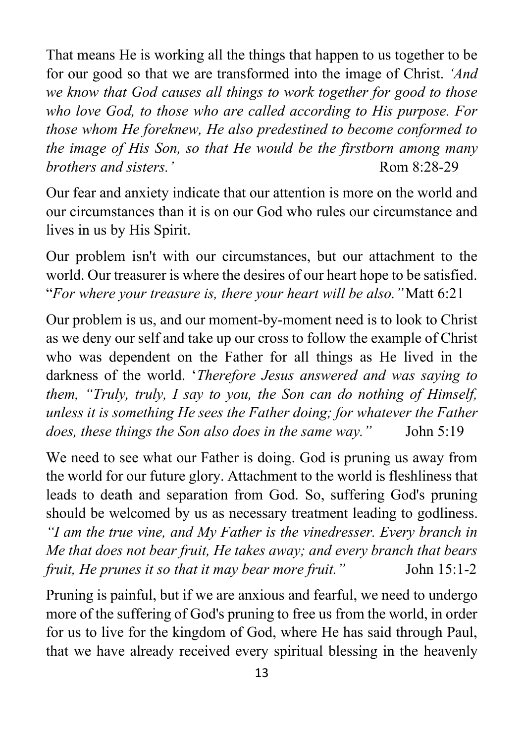That means He is working all the things that happen to us together to be for our good so that we are transformed into the image of Christ. *'And we know that God causes all things to work together for good to those who love God, to those who are called according to His purpose. For those whom He foreknew, He also predestined to become conformed to the image of His Son, so that He would be the firstborn among many brothers and sisters.'* Rom 8:28-29

Our fear and anxiety indicate that our attention is more on the world and our circumstances than it is on our God who rules our circumstance and lives in us by His Spirit.

Our problem isn't with our circumstances, but our attachment to the world. Our treasurer is where the desires of our heart hope to be satisfied. "*For where your treasure is, there your heart will be also."* Matt 6:21

Our problem is us, and our moment-by-moment need is to look to Christ as we deny our self and take up our cross to follow the example of Christ who was dependent on the Father for all things as He lived in the darkness of the world. '*Therefore Jesus answered and was saying to them, "Truly, truly, I say to you, the Son can do nothing of Himself, unless it is something He sees the Father doing; for whatever the Father does, these things the Son also does in the same way."* John 5:19

We need to see what our Father is doing. God is pruning us away from the world for our future glory. Attachment to the world is fleshliness that leads to death and separation from God. So, suffering God's pruning should be welcomed by us as necessary treatment leading to godliness. *"I am the true vine, and My Father is the vinedresser. Every branch in Me that does not bear fruit, He takes away; and every branch that bears fruit, He prunes it so that it may bear more fruit."* John 15:1-2

Pruning is painful, but if we are anxious and fearful, we need to undergo more of the suffering of God's pruning to free us from the world, in order for us to live for the kingdom of God, where He has said through Paul, that we have already received every spiritual blessing in the heavenly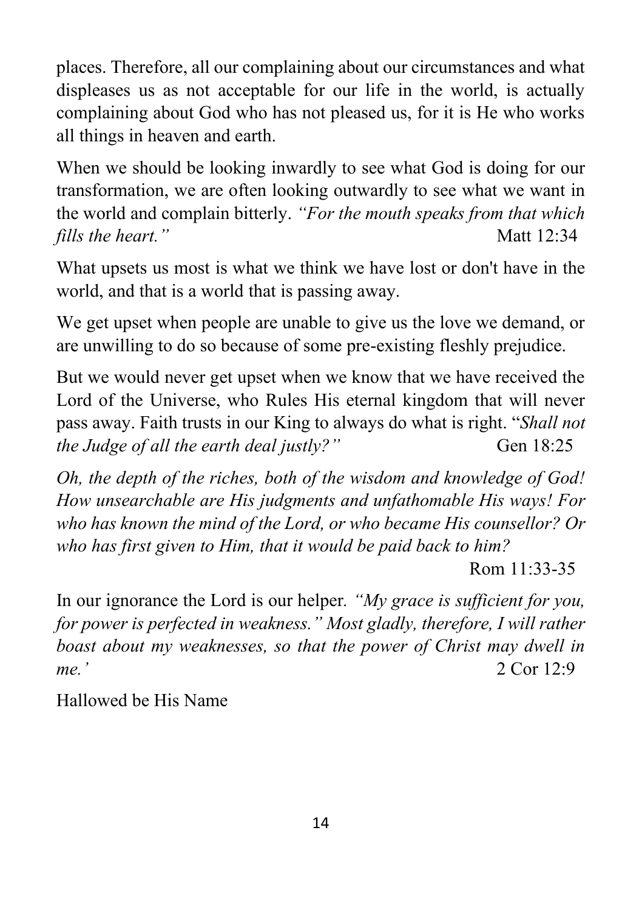places. Therefore, all our complaining about our circumstances and what displeases us as not acceptable for our life in the world, is actually complaining about God who has not pleased us, for it is He who works all things in heaven and earth.

When we should be looking inwardly to see what God is doing for our transformation, we are often looking outwardly to see what we want in the world and complain bitterly. *"For the mouth speaks from that which fills the heart."* Matt 12:34

What upsets us most is what we think we have lost or don't have in the world, and that is a world that is passing away.

We get upset when people are unable to give us the love we demand, or are unwilling to do so because of some pre-existing fleshly prejudice.

But we would never get upset when we know that we have received the Lord of the Universe, who Rules His eternal kingdom that will never pass away. Faith trusts in our King to always do what is right. "*Shall not the Judge of all the earth deal justly?"* Gen 18:25

*Oh, the depth of the riches, both of the wisdom and knowledge of God! How unsearchable are His judgments and unfathomable His ways! For who has known the mind of the Lord, or who became His counsellor? Or who has first given to Him, that it would be paid back to him?*
Rom 11:33-35

In our ignorance the Lord is our helper*. "My grace is sufficient for you, for power is perfected in weakness." Most gladly, therefore, I will rather boast about my weaknesses, so that the power of Christ may dwell in me.'* 2 Cor 12:9

Hallowed be His Name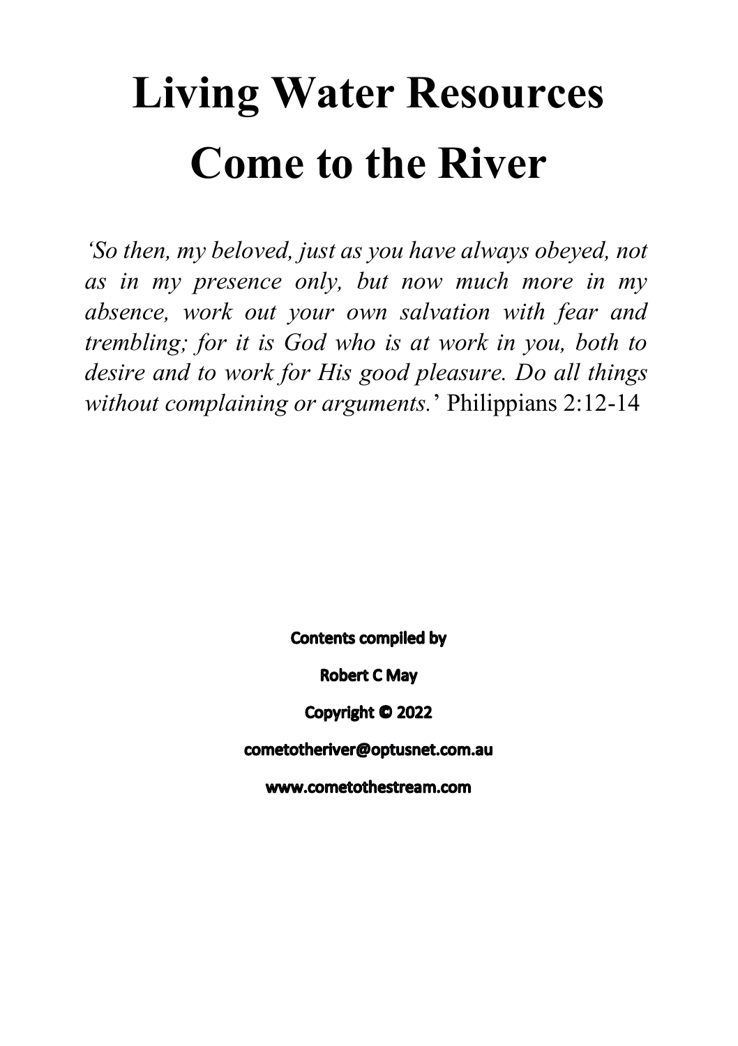# Living Water Resources Come to the River

*'So then, my beloved, just as you have always obeyed, not as in my presence only, but now much more in my absence, work out your own salvation with fear and trembling; for it is God who is at work in you, both to desire and to work for His good pleasure. Do all things without complaining or arguments.'* Philippians 2:12-14

**Contents compiled by**

**Robert C May**

**Copyright © 2022**

**cometotheriver@optusnet.com.au**

**www.cometothestream.com**